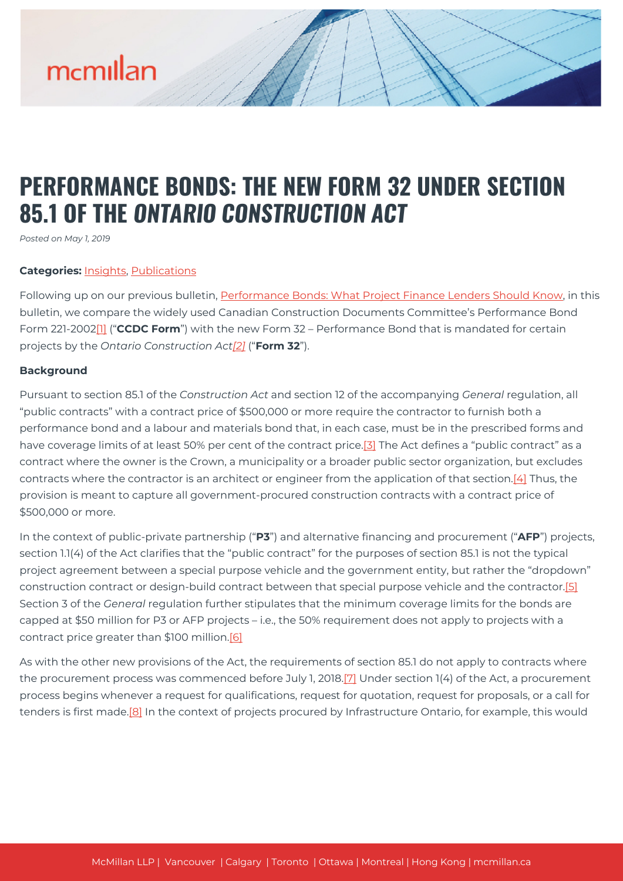# PERFORMANCE BONDS: THE NEW FORM 32 UNDER SECTION 85.1 OF THE *ONTARIO CONSTRUCTION ACT*

*Posted on May 1, 2019*

**Categories:** Insights, Publications

Following up on our previous bulletin, Performance Bonds: What Project Finance Lenders Should Know, in this bulletin, we compare the widely used Canadian Construction Documents Committee's Performance Bond Form 221-2002[1] ("**CCDC Form**") with the new Form 32 – Performance Bond that is mandated for certain projects by the *Ontario Construction Act*[2] ("**Form 32**").

**Background**

Pursuant to section 85.1 of the *Construction Act* and section 12 of the accompanying *General* regulation, all "public contracts" with a contract price of $500,000 or more require the contractor to furnish both a performance bond and a labour and materials bond that, in each case, must be in the prescribed forms and have coverage limits of at least 50% per cent of the contract price.[3] The Act defines a "public contract" as a contract where the owner is the Crown, a municipality or a broader public sector organization, but excludes contracts where the contractor is an architect or engineer from the application of that section.[4] Thus, the provision is meant to capture all government-procured construction contracts with a contract price of $500,000 or more.

In the context of public-private partnership ("**P3**") and alternative financing and procurement ("**AFP**") projects, section 1.1(4) of the Act clarifies that the "public contract" for the purposes of section 85.1 is not the typical project agreement between a special purpose vehicle and the government entity, but rather the "dropdown" construction contract or design-build contract between that special purpose vehicle and the contractor.[5] Section 3 of the *General* regulation further stipulates that the minimum coverage limits for the bonds are capped at $50 million for P3 or AFP projects – i.e., the 50% requirement does not apply to projects with a contract price greater than $100 million.[6]

As with the other new provisions of the Act, the requirements of section 85.1 do not apply to contracts where the procurement process was commenced before July 1, 2018.[7] Under section 1(4) of the Act, a procurement process begins whenever a request for qualifications, request for quotation, request for proposals, or a call for tenders is first made.[8] In the context of projects procured by Infrastructure Ontario, for example, this would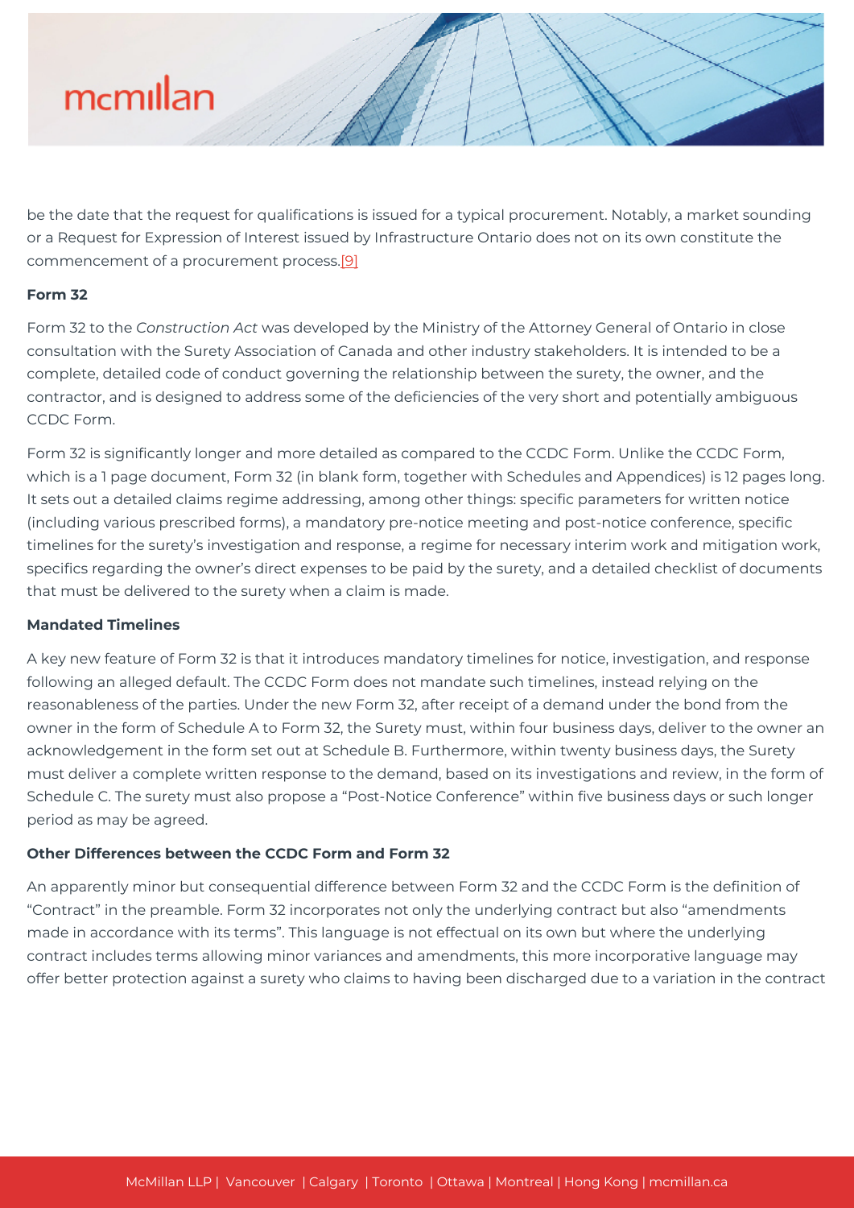be the date that the request for qualifications is issued for a typical procurement. Notably, a market sounding or a Request for Expression of Interest issued by Infrastructure Ontario does not on its own constitute the commencement of a procurement process.[9]

**Form 32**

Form 32 to the *Construction Act* was developed by the Ministry of the Attorney General of Ontario in close consultation with the Surety Association of Canada and other industry stakeholders. It is intended to be a complete, detailed code of conduct governing the relationship between the surety, the owner, and the contractor, and is designed to address some of the deficiencies of the very short and potentially ambiguous CCDC Form.

Form 32 is significantly longer and more detailed as compared to the CCDC Form. Unlike the CCDC Form, which is a 1 page document, Form 32 (in blank form, together with Schedules and Appendices) is 12 pages long. It sets out a detailed claims regime addressing, among other things: specific parameters for written notice (including various prescribed forms), a mandatory pre-notice meeting and post-notice conference, specific timelines for the surety's investigation and response, a regime for necessary interim work and mitigation work, specifics regarding the owner's direct expenses to be paid by the surety, and a detailed checklist of documents that must be delivered to the surety when a claim is made.

**Mandated Timelines**

A key new feature of Form 32 is that it introduces mandatory timelines for notice, investigation, and response following an alleged default. The CCDC Form does not mandate such timelines, instead relying on the reasonableness of the parties. Under the new Form 32, after receipt of a demand under the bond from the owner in the form of Schedule A to Form 32, the Surety must, within four business days, deliver to the owner an acknowledgement in the form set out at Schedule B. Furthermore, within twenty business days, the Surety must deliver a complete written response to the demand, based on its investigations and review, in the form of Schedule C. The surety must also propose a "Post-Notice Conference" within five business days or such longer period as may be agreed.

**Other Differences between the CCDC Form and Form 32**

An apparently minor but consequential difference between Form 32 and the CCDC Form is the definition of "Contract" in the preamble. Form 32 incorporates not only the underlying contract but also "amendments made in accordance with its terms". This language is not effectual on its own but where the underlying contract includes terms allowing minor variances and amendments, this more incorporative language may offer better protection against a surety who claims to having been discharged due to a variation in the contract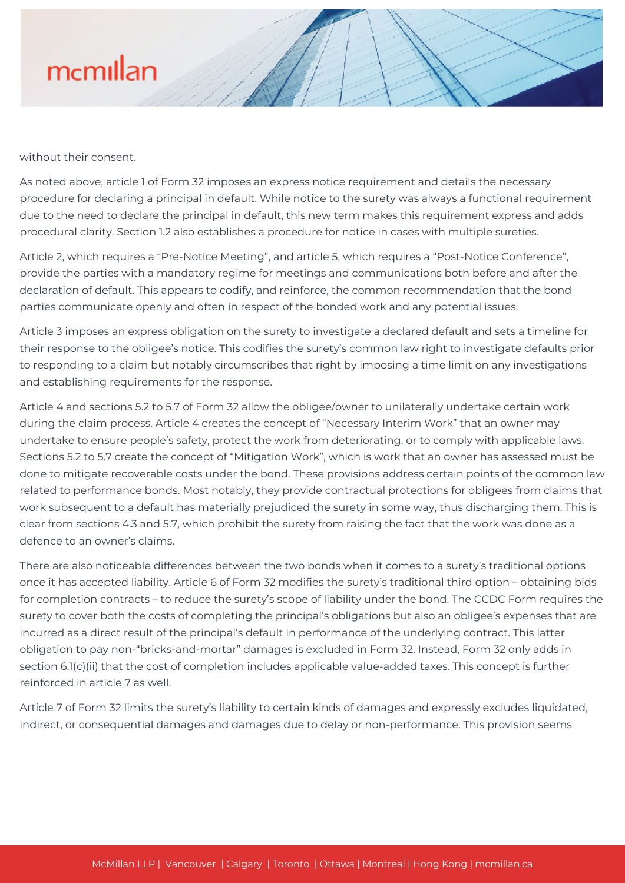without their consent.

As noted above, article 1 of Form 32 imposes an express notice requirement and details the necessary procedure for declaring a principal in default. While notice to the surety was always a functional requirement due to the need to declare the principal in default, this new term makes this requirement express and adds procedural clarity. Section 1.2 also establishes a procedure for notice in cases with multiple sureties.

Article 2, which requires a "Pre-Notice Meeting", and article 5, which requires a "Post-Notice Conference", provide the parties with a mandatory regime for meetings and communications both before and after the declaration of default. This appears to codify, and reinforce, the common recommendation that the bond parties communicate openly and often in respect of the bonded work and any potential issues.

Article 3 imposes an express obligation on the surety to investigate a declared default and sets a timeline for their response to the obligee's notice. This codifies the surety's common law right to investigate defaults prior to responding to a claim but notably circumscribes that right by imposing a time limit on any investigations and establishing requirements for the response.

Article 4 and sections 5.2 to 5.7 of Form 32 allow the obligee/owner to unilaterally undertake certain work during the claim process. Article 4 creates the concept of "Necessary Interim Work" that an owner may undertake to ensure people's safety, protect the work from deteriorating, or to comply with applicable laws. Sections 5.2 to 5.7 create the concept of "Mitigation Work", which is work that an owner has assessed must be done to mitigate recoverable costs under the bond. These provisions address certain points of the common law related to performance bonds. Most notably, they provide contractual protections for obligees from claims that work subsequent to a default has materially prejudiced the surety in some way, thus discharging them. This is clear from sections 4.3 and 5.7, which prohibit the surety from raising the fact that the work was done as a defence to an owner's claims.

There are also noticeable differences between the two bonds when it comes to a surety's traditional options once it has accepted liability. Article 6 of Form 32 modifies the surety's traditional third option – obtaining bids for completion contracts – to reduce the surety's scope of liability under the bond. The CCDC Form requires the surety to cover both the costs of completing the principal's obligations but also an obligee's expenses that are incurred as a direct result of the principal's default in performance of the underlying contract. This latter obligation to pay non-"bricks-and-mortar" damages is excluded in Form 32. Instead, Form 32 only adds in section 6.1(c)(ii) that the cost of completion includes applicable value-added taxes. This concept is further reinforced in article 7 as well.

Article 7 of Form 32 limits the surety's liability to certain kinds of damages and expressly excludes liquidated, indirect, or consequential damages and damages due to delay or non-performance. This provision seems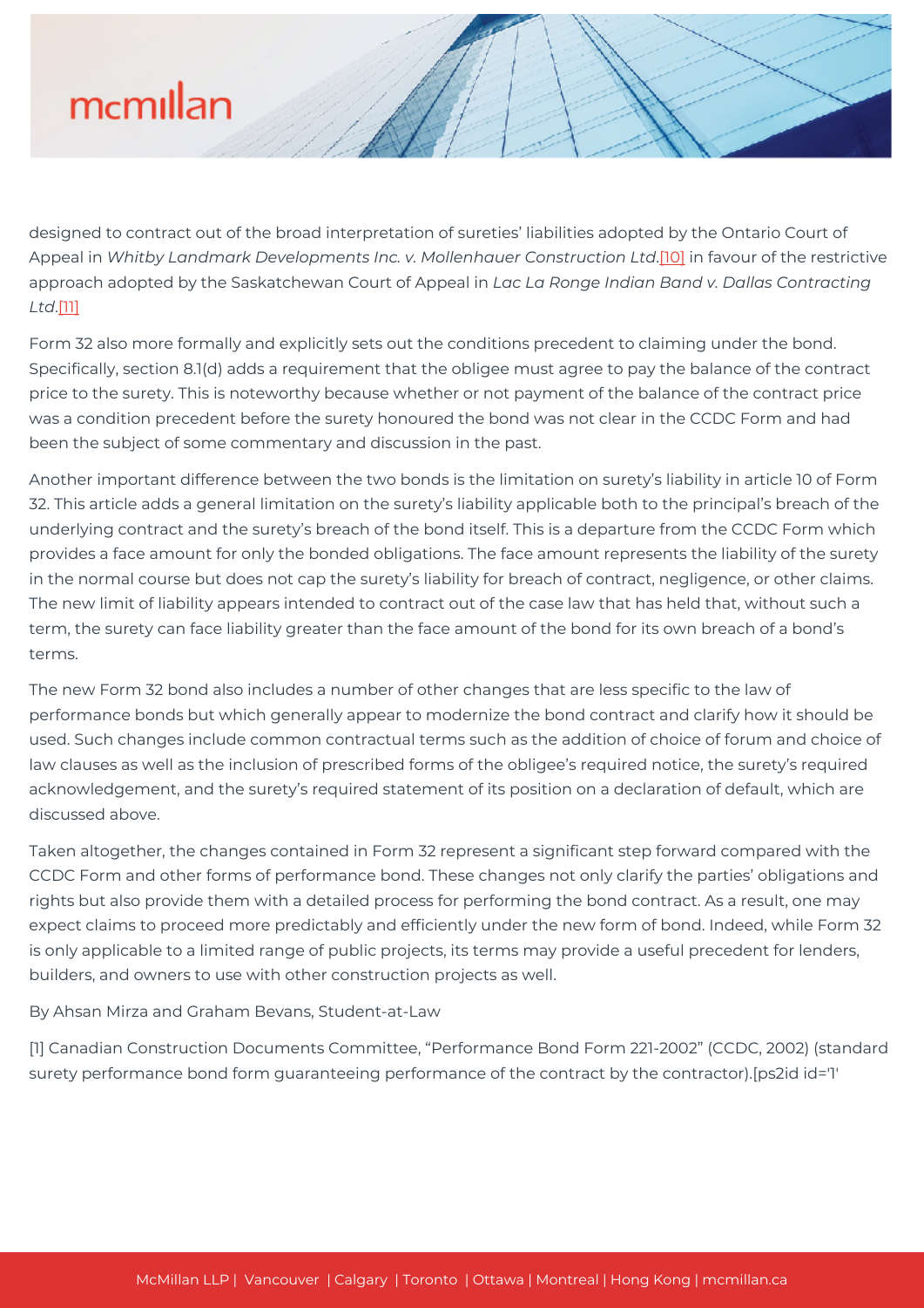designed to contract out of the broad interpretation of sureties' liabilities adopted by the Ontario Court of Appeal in *Whitby Landmark Developments Inc. v. Mollenhauer Construction Ltd*.[10] in favour of the restrictive approach adopted by the Saskatchewan Court of Appeal in *Lac La Ronge Indian Band v. Dallas Contracting Ltd*.[11]

Form 32 also more formally and explicitly sets out the conditions precedent to claiming under the bond. Specifically, section 8.1(d) adds a requirement that the obligee must agree to pay the balance of the contract price to the surety. This is noteworthy because whether or not payment of the balance of the contract price was a condition precedent before the surety honoured the bond was not clear in the CCDC Form and had been the subject of some commentary and discussion in the past.

Another important difference between the two bonds is the limitation on surety's liability in article 10 of Form 32. This article adds a general limitation on the surety's liability applicable both to the principal's breach of the underlying contract and the surety's breach of the bond itself. This is a departure from the CCDC Form which provides a face amount for only the bonded obligations. The face amount represents the liability of the surety in the normal course but does not cap the surety's liability for breach of contract, negligence, or other claims. The new limit of liability appears intended to contract out of the case law that has held that, without such a term, the surety can face liability greater than the face amount of the bond for its own breach of a bond's terms.

The new Form 32 bond also includes a number of other changes that are less specific to the law of performance bonds but which generally appear to modernize the bond contract and clarify how it should be used. Such changes include common contractual terms such as the addition of choice of forum and choice of law clauses as well as the inclusion of prescribed forms of the obligee's required notice, the surety's required acknowledgement, and the surety's required statement of its position on a declaration of default, which are discussed above.

Taken altogether, the changes contained in Form 32 represent a significant step forward compared with the CCDC Form and other forms of performance bond. These changes not only clarify the parties' obligations and rights but also provide them with a detailed process for performing the bond contract. As a result, one may expect claims to proceed more predictably and efficiently under the new form of bond. Indeed, while Form 32 is only applicable to a limited range of public projects, its terms may provide a useful precedent for lenders, builders, and owners to use with other construction projects as well.

By Ahsan Mirza and Graham Bevans, Student-at-Law

[1] Canadian Construction Documents Committee, "Performance Bond Form 221-2002" (CCDC, 2002) (standard surety performance bond form guaranteeing performance of the contract by the contractor).[ps2id id='1'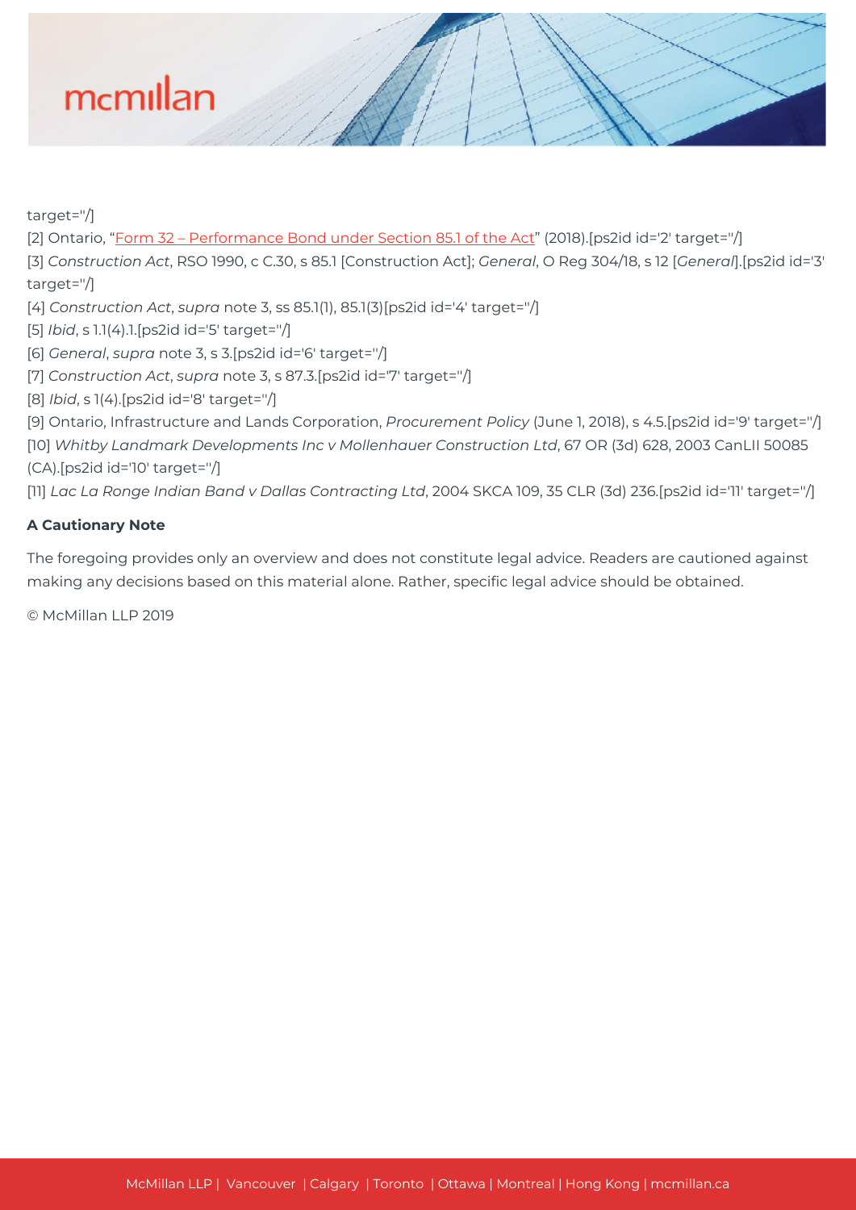target="/]

[2] Ontario, "Form 32 – Performance Bond under Section 85.1 of the Act" (2018).[ps2id id='2' target="/]

[3] *Construction Act*, RSO 1990, c C.30, s 85.1 [Construction Act]; *General*, O Reg 304/18, s 12 [*General*].[ps2id id='3' target="/]

[4] *Construction Act*, *supra* note 3, ss 85.1(1), 85.1(3)[ps2id id='4' target="/]

[5] *Ibid*, s 1.1(4).1.[ps2id id='5' target="/]

[6] *General*, *supra* note 3, s 3.[ps2id id='6' target="/]

[7] *Construction Act*, *supra* note 3, s 87.3.[ps2id id='7' target="/]

[8] *Ibid*, s 1(4).[ps2id id='8' target="/]

[9] Ontario, Infrastructure and Lands Corporation, *Procurement Policy* (June 1, 2018), s 4.5.[ps2id id='9' target="/]

[10] *Whitby Landmark Developments Inc v Mollenhauer Construction Ltd*, 67 OR (3d) 628, 2003 CanLII 50085 (CA).[ps2id id='10' target="/]

[11] *Lac La Ronge Indian Band v Dallas Contracting Ltd*, 2004 SKCA 109, 35 CLR (3d) 236.[ps2id id='11' target="/]

**A Cautionary Note**

The foregoing provides only an overview and does not constitute legal advice. Readers are cautioned against making any decisions based on this material alone. Rather, specific legal advice should be obtained.

© McMillan LLP 2019